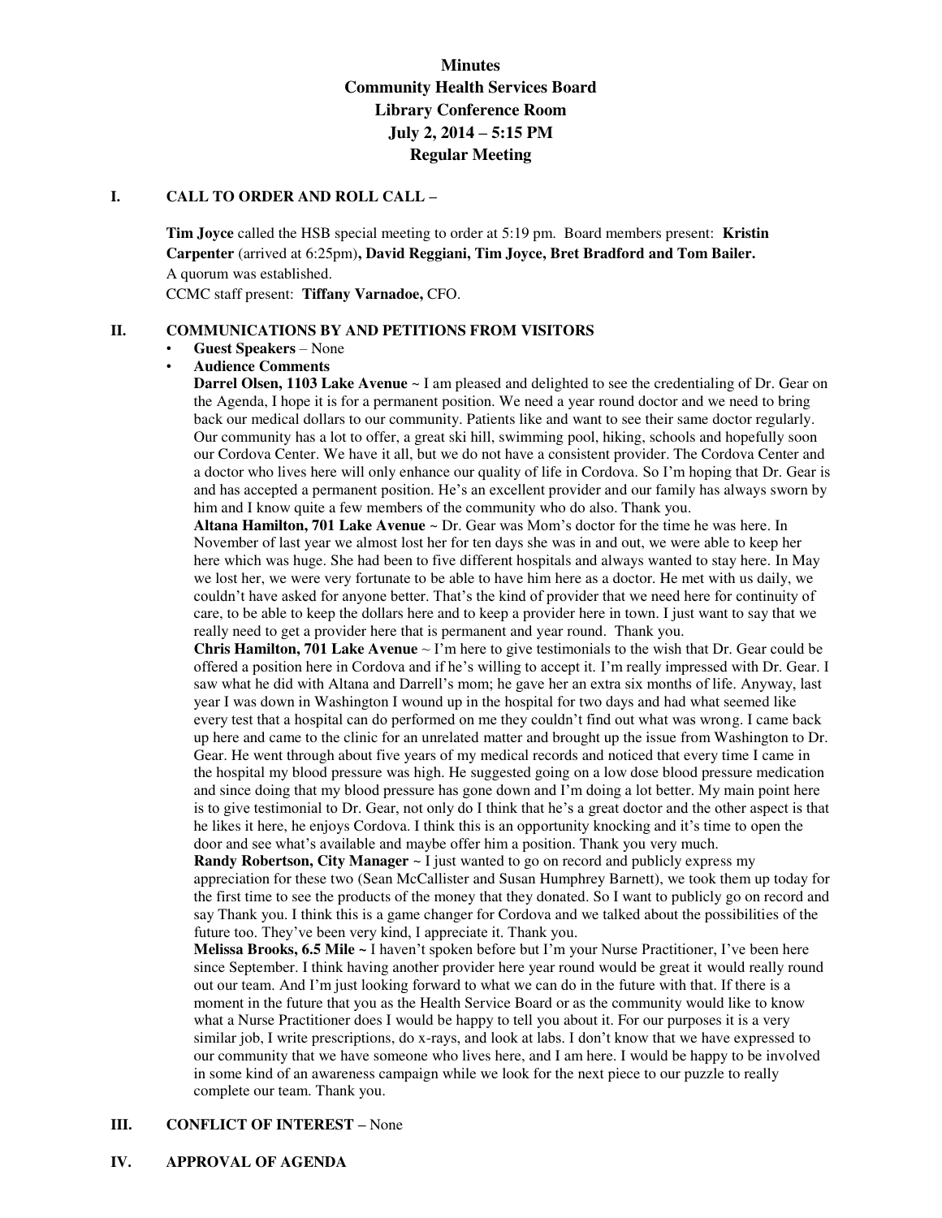# Minutes
## Community Health Services Board
## Library Conference Room
## July 2, 2014 – 5:15 PM
## Regular Meeting

### I. CALL TO ORDER AND ROLL CALL –

**Tim Joyce** called the HSB special meeting to order at 5:19 pm. Board members present: **Kristin Carpenter** (arrived at 6:25pm)**, David Reggiani, Tim Joyce, Bret Bradford and Tom Bailer.**
A quorum was established.
CCMC staff present: **Tiffany Varnadoe,** CFO.

### II. COMMUNICATIONS BY AND PETITIONS FROM VISITORS

- **Guest Speakers** – None
- **Audience Comments**

**Darrel Olsen, 1103 Lake Avenue ~** I am pleased and delighted to see the credentialing of Dr. Gear on the Agenda, I hope it is for a permanent position. We need a year round doctor and we need to bring back our medical dollars to our community. Patients like and want to see their same doctor regularly. Our community has a lot to offer, a great ski hill, swimming pool, hiking, schools and hopefully soon our Cordova Center. We have it all, but we do not have a consistent provider. The Cordova Center and a doctor who lives here will only enhance our quality of life in Cordova. So I'm hoping that Dr. Gear is and has accepted a permanent position. He's an excellent provider and our family has always sworn by him and I know quite a few members of the community who do also. Thank you.

**Altana Hamilton, 701 Lake Avenue ~** Dr. Gear was Mom's doctor for the time he was here. In November of last year we almost lost her for ten days she was in and out, we were able to keep her here which was huge. She had been to five different hospitals and always wanted to stay here. In May we lost her, we were very fortunate to be able to have him here as a doctor. He met with us daily, we couldn't have asked for anyone better. That's the kind of provider that we need here for continuity of care, to be able to keep the dollars here and to keep a provider here in town. I just want to say that we really need to get a provider here that is permanent and year round. Thank you.

**Chris Hamilton, 701 Lake Avenue** ~ I'm here to give testimonials to the wish that Dr. Gear could be offered a position here in Cordova and if he's willing to accept it. I'm really impressed with Dr. Gear. I saw what he did with Altana and Darrell's mom; he gave her an extra six months of life. Anyway, last year I was down in Washington I wound up in the hospital for two days and had what seemed like every test that a hospital can do performed on me they couldn't find out what was wrong. I came back up here and came to the clinic for an unrelated matter and brought up the issue from Washington to Dr. Gear. He went through about five years of my medical records and noticed that every time I came in the hospital my blood pressure was high. He suggested going on a low dose blood pressure medication and since doing that my blood pressure has gone down and I'm doing a lot better. My main point here is to give testimonial to Dr. Gear, not only do I think that he's a great doctor and the other aspect is that he likes it here, he enjoys Cordova. I think this is an opportunity knocking and it's time to open the door and see what's available and maybe offer him a position. Thank you very much.

**Randy Robertson, City Manager ~** I just wanted to go on record and publicly express my appreciation for these two (Sean McCallister and Susan Humphrey Barnett), we took them up today for the first time to see the products of the money that they donated. So I want to publicly go on record and say Thank you. I think this is a game changer for Cordova and we talked about the possibilities of the future too. They've been very kind, I appreciate it. Thank you.

**Melissa Brooks, 6.5 Mile ~** I haven't spoken before but I'm your Nurse Practitioner, I've been here since September. I think having another provider here year round would be great it would really round out our team. And I'm just looking forward to what we can do in the future with that. If there is a moment in the future that you as the Health Service Board or as the community would like to know what a Nurse Practitioner does I would be happy to tell you about it. For our purposes it is a very similar job, I write prescriptions, do x-rays, and look at labs. I don't know that we have expressed to our community that we have someone who lives here, and I am here. I would be happy to be involved in some kind of an awareness campaign while we look for the next piece to our puzzle to really complete our team. Thank you.

### III. CONFLICT OF INTEREST – None

### IV. APPROVAL OF AGENDA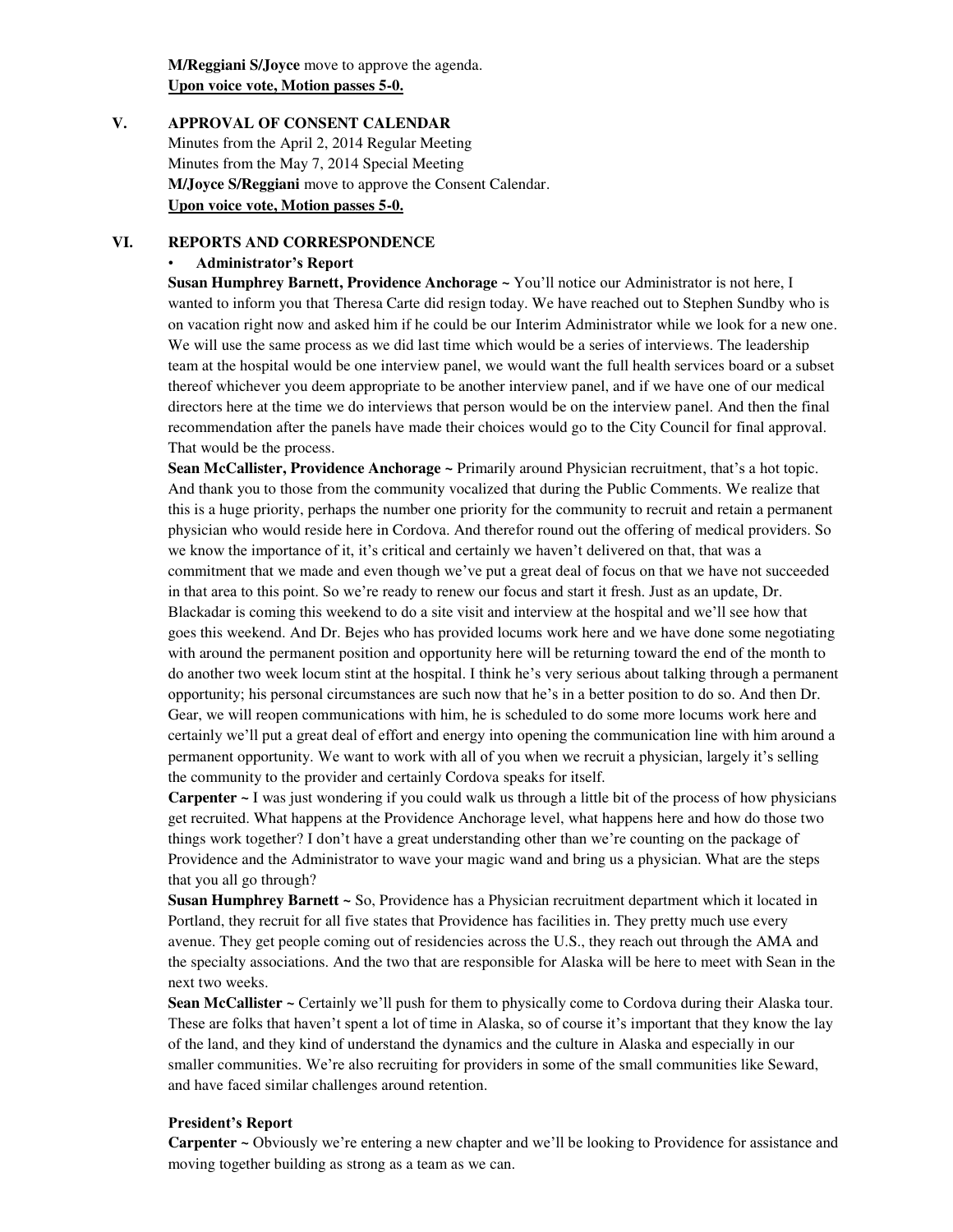**M/Reggiani S/Joyce** move to approve the agenda.
**Upon voice vote, Motion passes 5-0.**

## V. APPROVAL OF CONSENT CALENDAR

Minutes from the April 2, 2014 Regular Meeting
Minutes from the May 7, 2014 Special Meeting
**M/Joyce S/Reggiani** move to approve the Consent Calendar.
**Upon voice vote, Motion passes 5-0.**

## VI. REPORTS AND CORRESPONDENCE

- **Administrator's Report**

**Susan Humphrey Barnett, Providence Anchorage ~** You'll notice our Administrator is not here, I wanted to inform you that Theresa Carte did resign today. We have reached out to Stephen Sundby who is on vacation right now and asked him if he could be our Interim Administrator while we look for a new one. We will use the same process as we did last time which would be a series of interviews. The leadership team at the hospital would be one interview panel, we would want the full health services board or a subset thereof whichever you deem appropriate to be another interview panel, and if we have one of our medical directors here at the time we do interviews that person would be on the interview panel. And then the final recommendation after the panels have made their choices would go to the City Council for final approval. That would be the process.

**Sean McCallister, Providence Anchorage ~** Primarily around Physician recruitment, that's a hot topic. And thank you to those from the community vocalized that during the Public Comments. We realize that this is a huge priority, perhaps the number one priority for the community to recruit and retain a permanent physician who would reside here in Cordova. And therefor round out the offering of medical providers. So we know the importance of it, it's critical and certainly we haven't delivered on that, that was a commitment that we made and even though we've put a great deal of focus on that we have not succeeded in that area to this point. So we're ready to renew our focus and start it fresh. Just as an update, Dr. Blackadar is coming this weekend to do a site visit and interview at the hospital and we'll see how that goes this weekend. And Dr. Bejes who has provided locums work here and we have done some negotiating with around the permanent position and opportunity here will be returning toward the end of the month to do another two week locum stint at the hospital. I think he's very serious about talking through a permanent opportunity; his personal circumstances are such now that he's in a better position to do so. And then Dr. Gear, we will reopen communications with him, he is scheduled to do some more locums work here and certainly we'll put a great deal of effort and energy into opening the communication line with him around a permanent opportunity. We want to work with all of you when we recruit a physician, largely it's selling the community to the provider and certainly Cordova speaks for itself.

**Carpenter ~** I was just wondering if you could walk us through a little bit of the process of how physicians get recruited. What happens at the Providence Anchorage level, what happens here and how do those two things work together? I don't have a great understanding other than we're counting on the package of Providence and the Administrator to wave your magic wand and bring us a physician. What are the steps that you all go through?

**Susan Humphrey Barnett ~** So, Providence has a Physician recruitment department which it located in Portland, they recruit for all five states that Providence has facilities in. They pretty much use every avenue. They get people coming out of residencies across the U.S., they reach out through the AMA and the specialty associations. And the two that are responsible for Alaska will be here to meet with Sean in the next two weeks.

**Sean McCallister ~** Certainly we'll push for them to physically come to Cordova during their Alaska tour. These are folks that haven't spent a lot of time in Alaska, so of course it's important that they know the lay of the land, and they kind of understand the dynamics and the culture in Alaska and especially in our smaller communities. We're also recruiting for providers in some of the small communities like Seward, and have faced similar challenges around retention.

**President's Report**

**Carpenter ~** Obviously we're entering a new chapter and we'll be looking to Providence for assistance and moving together building as strong as a team as we can.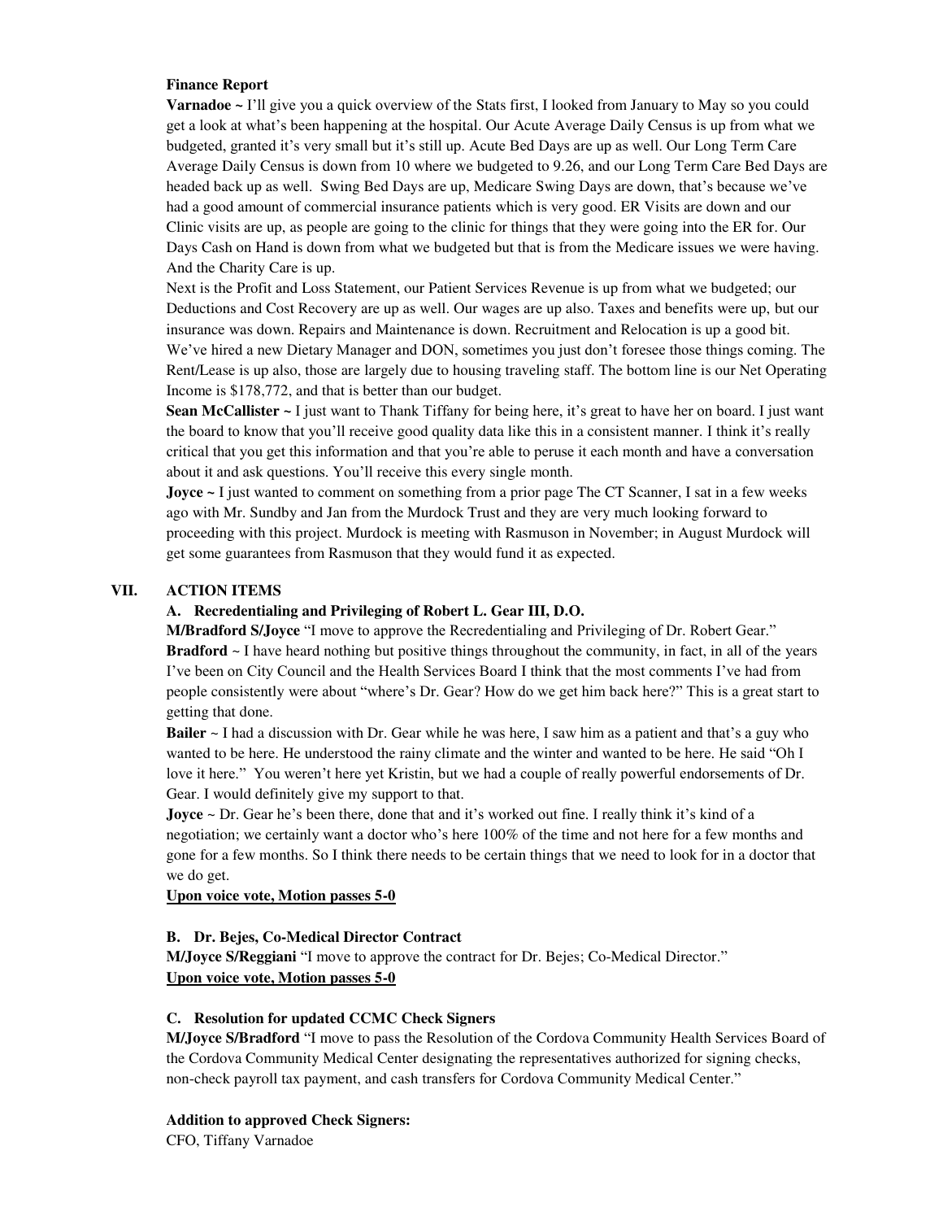**Finance Report**

**Varnadoe ~** I'll give you a quick overview of the Stats first, I looked from January to May so you could get a look at what's been happening at the hospital. Our Acute Average Daily Census is up from what we budgeted, granted it's very small but it's still up. Acute Bed Days are up as well. Our Long Term Care Average Daily Census is down from 10 where we budgeted to 9.26, and our Long Term Care Bed Days are headed back up as well. Swing Bed Days are up, Medicare Swing Days are down, that's because we've had a good amount of commercial insurance patients which is very good. ER Visits are down and our Clinic visits are up, as people are going to the clinic for things that they were going into the ER for. Our Days Cash on Hand is down from what we budgeted but that is from the Medicare issues we were having. And the Charity Care is up.

Next is the Profit and Loss Statement, our Patient Services Revenue is up from what we budgeted; our Deductions and Cost Recovery are up as well. Our wages are up also. Taxes and benefits were up, but our insurance was down. Repairs and Maintenance is down. Recruitment and Relocation is up a good bit. We've hired a new Dietary Manager and DON, sometimes you just don't foresee those things coming. The Rent/Lease is up also, those are largely due to housing traveling staff. The bottom line is our Net Operating Income is $178,772, and that is better than our budget.

**Sean McCallister ~** I just want to Thank Tiffany for being here, it's great to have her on board. I just want the board to know that you'll receive good quality data like this in a consistent manner. I think it's really critical that you get this information and that you're able to peruse it each month and have a conversation about it and ask questions. You'll receive this every single month.

**Joyce ~** I just wanted to comment on something from a prior page The CT Scanner, I sat in a few weeks ago with Mr. Sundby and Jan from the Murdock Trust and they are very much looking forward to proceeding with this project. Murdock is meeting with Rasmuson in November; in August Murdock will get some guarantees from Rasmuson that they would fund it as expected.

## VII. ACTION ITEMS

### A. Recredentialing and Privileging of Robert L. Gear III, D.O.

**M/Bradford S/Joyce** "I move to approve the Recredentialing and Privileging of Dr. Robert Gear."

**Bradford** ~ I have heard nothing but positive things throughout the community, in fact, in all of the years I've been on City Council and the Health Services Board I think that the most comments I've had from people consistently were about "where's Dr. Gear? How do we get him back here?" This is a great start to getting that done.

**Bailer** ~ I had a discussion with Dr. Gear while he was here, I saw him as a patient and that's a guy who wanted to be here. He understood the rainy climate and the winter and wanted to be here. He said "Oh I love it here." You weren't here yet Kristin, but we had a couple of really powerful endorsements of Dr. Gear. I would definitely give my support to that.

**Joyce** ~ Dr. Gear he's been there, done that and it's worked out fine. I really think it's kind of a negotiation; we certainly want a doctor who's here 100% of the time and not here for a few months and gone for a few months. So I think there needs to be certain things that we need to look for in a doctor that we do get.

**Upon voice vote, Motion passes 5-0**

### B. Dr. Bejes, Co-Medical Director Contract

**M/Joyce S/Reggiani** "I move to approve the contract for Dr. Bejes; Co-Medical Director."

**Upon voice vote, Motion passes 5-0**

### C. Resolution for updated CCMC Check Signers

**M/Joyce S/Bradford** "I move to pass the Resolution of the Cordova Community Health Services Board of the Cordova Community Medical Center designating the representatives authorized for signing checks, non-check payroll tax payment, and cash transfers for Cordova Community Medical Center."

**Addition to approved Check Signers:**

CFO, Tiffany Varnadoe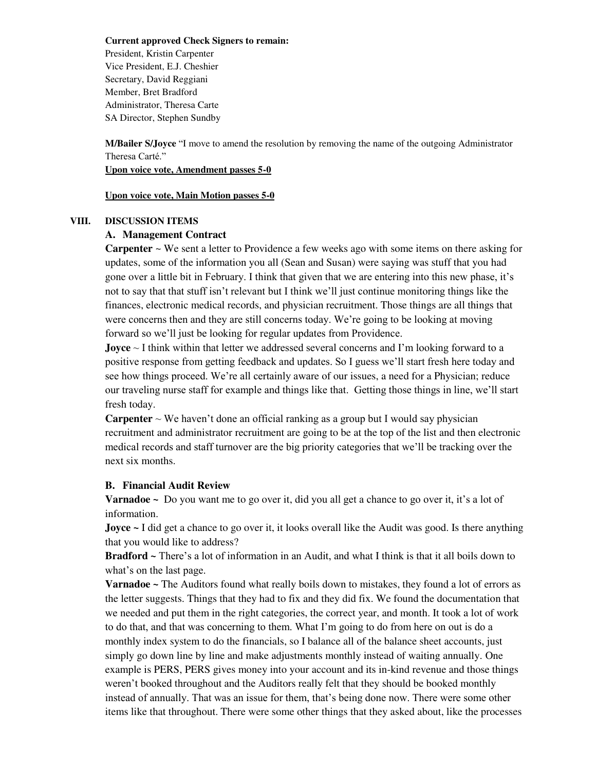**Current approved Check Signers to remain:**

President, Kristin Carpenter
Vice President, E.J. Cheshier
Secretary, David Reggiani
Member, Bret Bradford
Administrator, Theresa Carte
SA Director, Stephen Sundby

**M/Bailer S/Joyce** "I move to amend the resolution by removing the name of the outgoing Administrator Theresa Carté."

**Upon voice vote, Amendment passes 5-0**

**Upon voice vote, Main Motion passes 5-0**

## VIII. DISCUSSION ITEMS

### A. Management Contract

**Carpenter** ~ We sent a letter to Providence a few weeks ago with some items on there asking for updates, some of the information you all (Sean and Susan) were saying was stuff that you had gone over a little bit in February. I think that given that we are entering into this new phase, it's not to say that that stuff isn't relevant but I think we'll just continue monitoring things like the finances, electronic medical records, and physician recruitment. Those things are all things that were concerns then and they are still concerns today. We're going to be looking at moving forward so we'll just be looking for regular updates from Providence.

**Joyce** ~ I think within that letter we addressed several concerns and I'm looking forward to a positive response from getting feedback and updates. So I guess we'll start fresh here today and see how things proceed. We're all certainly aware of our issues, a need for a Physician; reduce our traveling nurse staff for example and things like that. Getting those things in line, we'll start fresh today.

**Carpenter** ~ We haven't done an official ranking as a group but I would say physician recruitment and administrator recruitment are going to be at the top of the list and then electronic medical records and staff turnover are the big priority categories that we'll be tracking over the next six months.

### B. Financial Audit Review

**Varnadoe ~** Do you want me to go over it, did you all get a chance to go over it, it's a lot of information.

**Joyce ~** I did get a chance to go over it, it looks overall like the Audit was good. Is there anything that you would like to address?

**Bradford ~** There's a lot of information in an Audit, and what I think is that it all boils down to what's on the last page.

**Varnadoe ~** The Auditors found what really boils down to mistakes, they found a lot of errors as the letter suggests. Things that they had to fix and they did fix. We found the documentation that we needed and put them in the right categories, the correct year, and month. It took a lot of work to do that, and that was concerning to them. What I'm going to do from here on out is do a monthly index system to do the financials, so I balance all of the balance sheet accounts, just simply go down line by line and make adjustments monthly instead of waiting annually. One example is PERS, PERS gives money into your account and its in-kind revenue and those things weren't booked throughout and the Auditors really felt that they should be booked monthly instead of annually. That was an issue for them, that's being done now. There were some other items like that throughout. There were some other things that they asked about, like the processes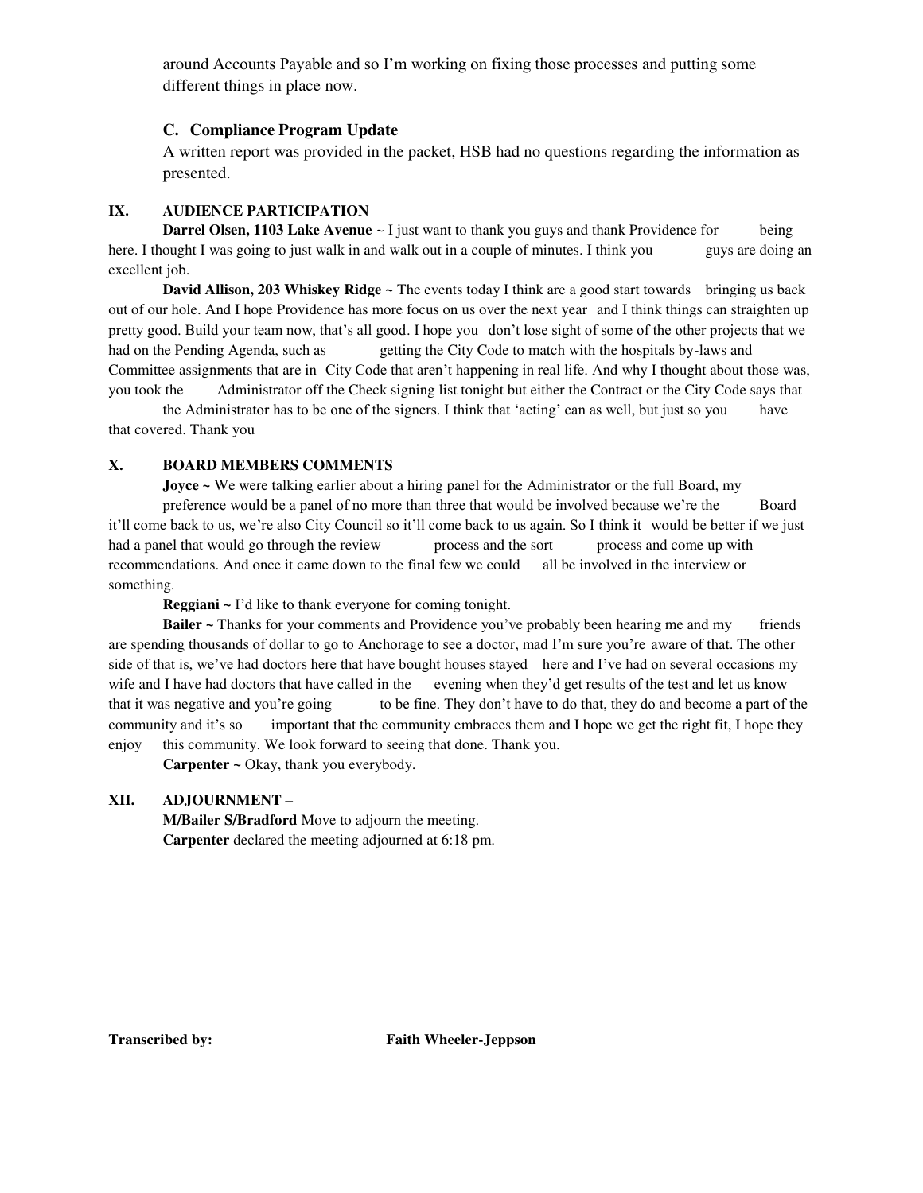around Accounts Payable and so I'm working on fixing those processes and putting some different things in place now.

### C. Compliance Program Update

A written report was provided in the packet, HSB had no questions regarding the information as presented.

## IX. AUDIENCE PARTICIPATION

**Darrel Olsen, 1103 Lake Avenue** ~ I just want to thank you guys and thank Providence for being here. I thought I was going to just walk in and walk out in a couple of minutes. I think you guys are doing an excellent job.

**David Allison, 203 Whiskey Ridge ~** The events today I think are a good start towards bringing us back out of our hole. And I hope Providence has more focus on us over the next year and I think things can straighten up pretty good. Build your team now, that's all good. I hope you don't lose sight of some of the other projects that we had on the Pending Agenda, such as getting the City Code to match with the hospitals by-laws and Committee assignments that are in City Code that aren't happening in real life. And why I thought about those was, you took the Administrator off the Check signing list tonight but either the Contract or the City Code says that the Administrator has to be one of the signers. I think that 'acting' can as well, but just so you have that covered. Thank you

## X. BOARD MEMBERS COMMENTS

**Joyce ~** We were talking earlier about a hiring panel for the Administrator or the full Board, my preference would be a panel of no more than three that would be involved because we're the Board it'll come back to us, we're also City Council so it'll come back to us again. So I think it would be better if we just had a panel that would go through the review process and the sort process and come up with recommendations. And once it came down to the final few we could all be involved in the interview or something.

**Reggiani ~** I'd like to thank everyone for coming tonight.

**Bailer ~** Thanks for your comments and Providence you've probably been hearing me and my friends are spending thousands of dollar to go to Anchorage to see a doctor, mad I'm sure you're aware of that. The other side of that is, we've had doctors here that have bought houses stayed here and I've had on several occasions my wife and I have had doctors that have called in the evening when they'd get results of the test and let us know that it was negative and you're going to be fine. They don't have to do that, they do and become a part of the community and it's so important that the community embraces them and I hope we get the right fit, I hope they enjoy this community. We look forward to seeing that done. Thank you.

**Carpenter ~** Okay, thank you everybody.

## XII. ADJOURNMENT –

**M/Bailer S/Bradford** Move to adjourn the meeting.

**Carpenter** declared the meeting adjourned at 6:18 pm.

**Transcribed by:** **Faith Wheeler-Jeppson**